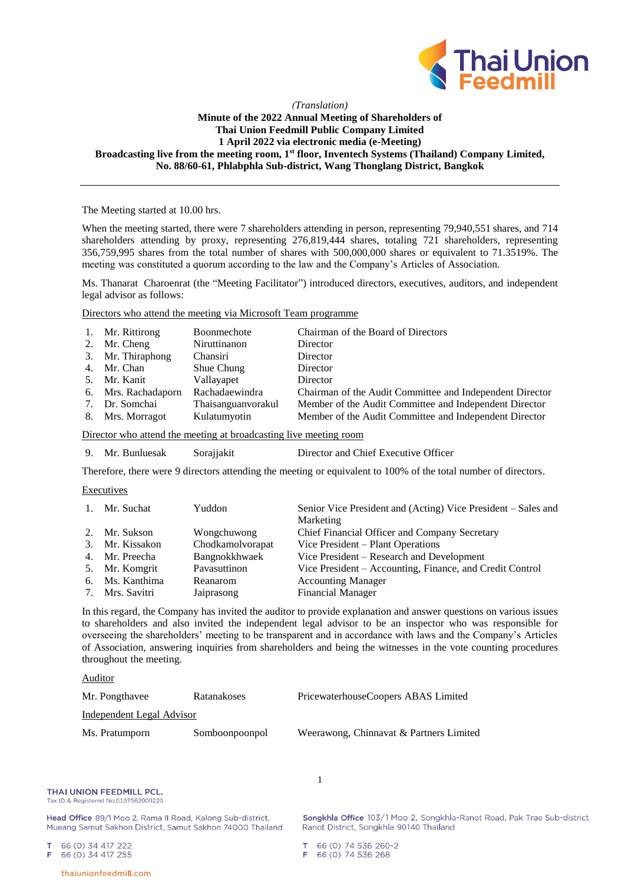*(Translation)*

**Minute of the 2022 Annual Meeting of Shareholders of**
**Thai Union Feedmill Public Company Limited**
**1 April 2022 via electronic media (e-Meeting)**
**Broadcasting live from the meeting room, 1st floor, Inventech Systems (Thailand) Company Limited, No. 88/60-61, Phlabphla Sub-district, Wang Thonglang District, Bangkok**

---

The Meeting started at 10.00 hrs.

When the meeting started, there were 7 shareholders attending in person, representing 79,940,551 shares, and 714 shareholders attending by proxy, representing 276,819,444 shares, totaling 721 shareholders, representing 356,759,995 shares from the total number of shares with 500,000,000 shares or equivalent to 71.3519%. The meeting was constituted a quorum according to the law and the Company's Articles of Association.

Ms. Thanarat Charoenrat (the "Meeting Facilitator") introduced directors, executives, auditors, and independent legal advisor as follows:

Directors who attend the meeting via Microsoft Team programme

| | | | |
|---|---|---|---|
| 1. | Mr. Rittirong | Boonmechote | Chairman of the Board of Directors |
| 2. | Mr. Cheng | Niruttinanon | Director |
| 3. | Mr. Thiraphong | Chansiri | Director |
| 4. | Mr. Chan | Shue Chung | Director |
| 5. | Mr. Kanit | Vallayapet | Director |
| 6. | Mrs. Rachadaporn | Rachadaewindra | Chairman of the Audit Committee and Independent Director |
| 7. | Dr. Somchai | Thaisanguanvorakul | Member of the Audit Committee and Independent Director |
| 8. | Mrs. Morragot | Kulatumyotin | Member of the Audit Committee and Independent Director |

Director who attend the meeting at broadcasting live meeting room

| | | | |
|---|---|---|---|
| 9. | Mr. Bunluesak | Sorajjakit | Director and Chief Executive Officer |

Therefore, there were 9 directors attending the meeting or equivalent to 100% of the total number of directors.

Executives

| | | | |
|---|---|---|---|
| 1. | Mr. Suchat | Yuddon | Senior Vice President and (Acting) Vice President – Sales and Marketing |
| 2. | Mr. Sukson | Wongchuwong | Chief Financial Officer and Company Secretary |
| 3. | Mr. Kissakon | Chodkamolvorapat | Vice President – Plant Operations |
| 4. | Mr. Preecha | Bangnokkhwaek | Vice President – Research and Development |
| 5. | Mr. Komgrit | Pavasuttinon | Vice President – Accounting, Finance, and Credit Control |
| 6. | Ms. Kanthima | Reanarom | Accounting Manager |
| 7. | Mrs. Savitri | Jaiprasong | Financial Manager |

In this regard, the Company has invited the auditor to provide explanation and answer questions on various issues to shareholders and also invited the independent legal advisor to be an inspector who was responsible for overseeing the shareholders' meeting to be transparent and in accordance with laws and the Company's Articles of Association, answering inquiries from shareholders and being the witnesses in the vote counting procedures throughout the meeting.

Auditor

| | | |
|---|---|---|
| Mr. Pongthavee | Ratanakoses | PricewaterhouseCoopers ABAS Limited |

Independent Legal Advisor

| | | |
|---|---|---|
| Ms. Pratumporn | Somboonpoonpol | Weerawong, Chinnavat & Partners Limited |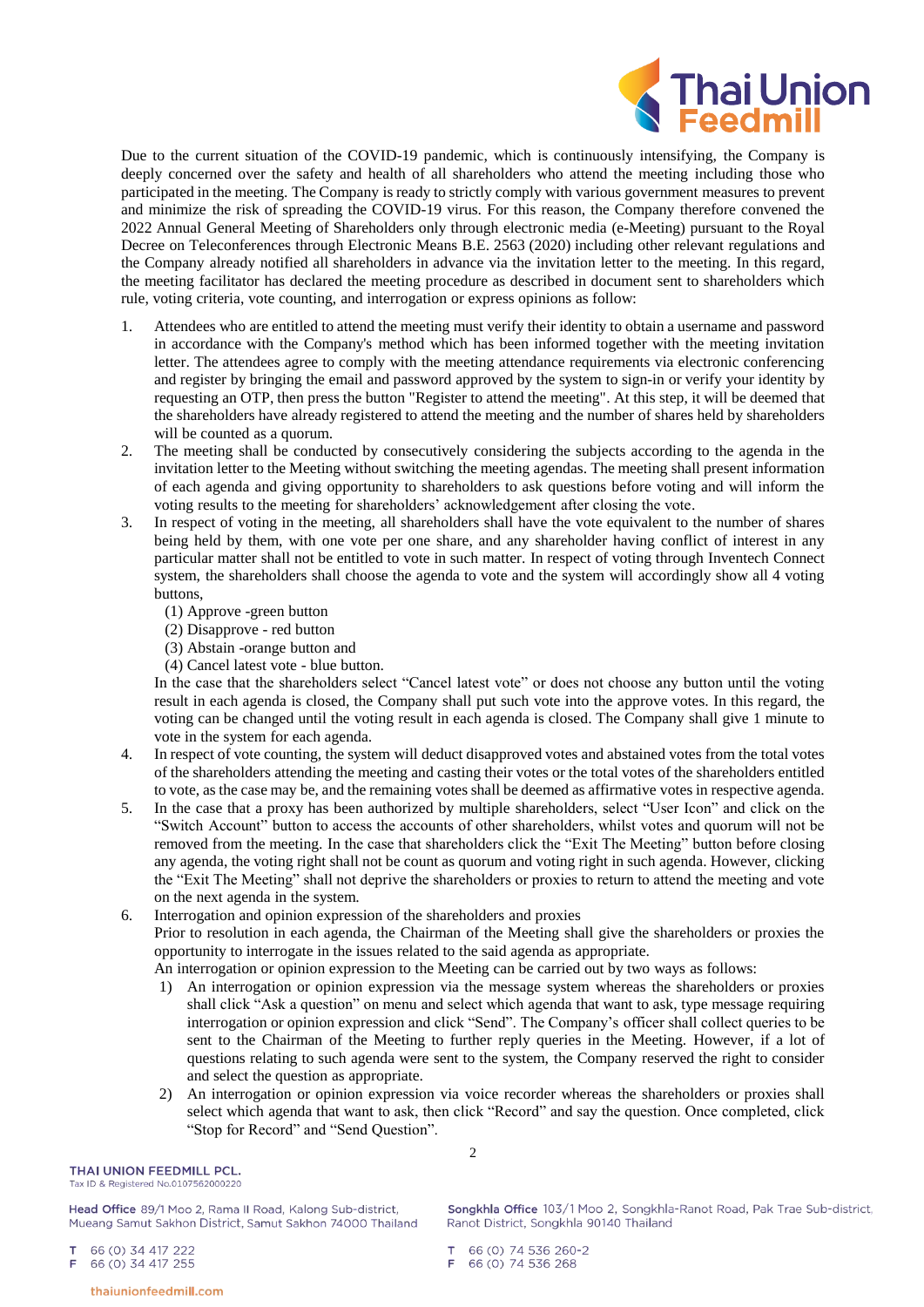Due to the current situation of the COVID-19 pandemic, which is continuously intensifying, the Company is deeply concerned over the safety and health of all shareholders who attend the meeting including those who participated in the meeting. The Company is ready to strictly comply with various government measures to prevent and minimize the risk of spreading the COVID-19 virus. For this reason, the Company therefore convened the 2022 Annual General Meeting of Shareholders only through electronic media (e-Meeting) pursuant to the Royal Decree on Teleconferences through Electronic Means B.E. 2563 (2020) including other relevant regulations and the Company already notified all shareholders in advance via the invitation letter to the meeting. In this regard, the meeting facilitator has declared the meeting procedure as described in document sent to shareholders which rule, voting criteria, vote counting, and interrogation or express opinions as follow:

1. Attendees who are entitled to attend the meeting must verify their identity to obtain a username and password in accordance with the Company's method which has been informed together with the meeting invitation letter. The attendees agree to comply with the meeting attendance requirements via electronic conferencing and register by bringing the email and password approved by the system to sign-in or verify your identity by requesting an OTP, then press the button "Register to attend the meeting". At this step, it will be deemed that the shareholders have already registered to attend the meeting and the number of shares held by shareholders will be counted as a quorum.
2. The meeting shall be conducted by consecutively considering the subjects according to the agenda in the invitation letter to the Meeting without switching the meeting agendas. The meeting shall present information of each agenda and giving opportunity to shareholders to ask questions before voting and will inform the voting results to the meeting for shareholders' acknowledgement after closing the vote.
3. In respect of voting in the meeting, all shareholders shall have the vote equivalent to the number of shares being held by them, with one vote per one share, and any shareholder having conflict of interest in any particular matter shall not be entitled to vote in such matter. In respect of voting through Inventech Connect system, the shareholders shall choose the agenda to vote and the system will accordingly show all 4 voting buttons,
   (1) Approve -green button
   (2) Disapprove - red button
   (3) Abstain -orange button and
   (4) Cancel latest vote - blue button.
   In the case that the shareholders select "Cancel latest vote" or does not choose any button until the voting result in each agenda is closed, the Company shall put such vote into the approve votes. In this regard, the voting can be changed until the voting result in each agenda is closed. The Company shall give 1 minute to vote in the system for each agenda.
4. In respect of vote counting, the system will deduct disapproved votes and abstained votes from the total votes of the shareholders attending the meeting and casting their votes or the total votes of the shareholders entitled to vote, as the case may be, and the remaining votes shall be deemed as affirmative votes in respective agenda.
5. In the case that a proxy has been authorized by multiple shareholders, select "User Icon" and click on the "Switch Account" button to access the accounts of other shareholders, whilst votes and quorum will not be removed from the meeting. In the case that shareholders click the "Exit The Meeting" button before closing any agenda, the voting right shall not be count as quorum and voting right in such agenda. However, clicking the "Exit The Meeting" shall not deprive the shareholders or proxies to return to attend the meeting and vote on the next agenda in the system.
6. Interrogation and opinion expression of the shareholders and proxies
   Prior to resolution in each agenda, the Chairman of the Meeting shall give the shareholders or proxies the opportunity to interrogate in the issues related to the said agenda as appropriate.
   An interrogation or opinion expression to the Meeting can be carried out by two ways as follows:
   1) An interrogation or opinion expression via the message system whereas the shareholders or proxies shall click "Ask a question" on menu and select which agenda that want to ask, type message requiring interrogation or opinion expression and click "Send". The Company's officer shall collect queries to be sent to the Chairman of the Meeting to further reply queries in the Meeting. However, if a lot of questions relating to such agenda were sent to the system, the Company reserved the right to consider and select the question as appropriate.
   2) An interrogation or opinion expression via voice recorder whereas the shareholders or proxies shall select which agenda that want to ask, then click "Record" and say the question. Once completed, click "Stop for Record" and "Send Question".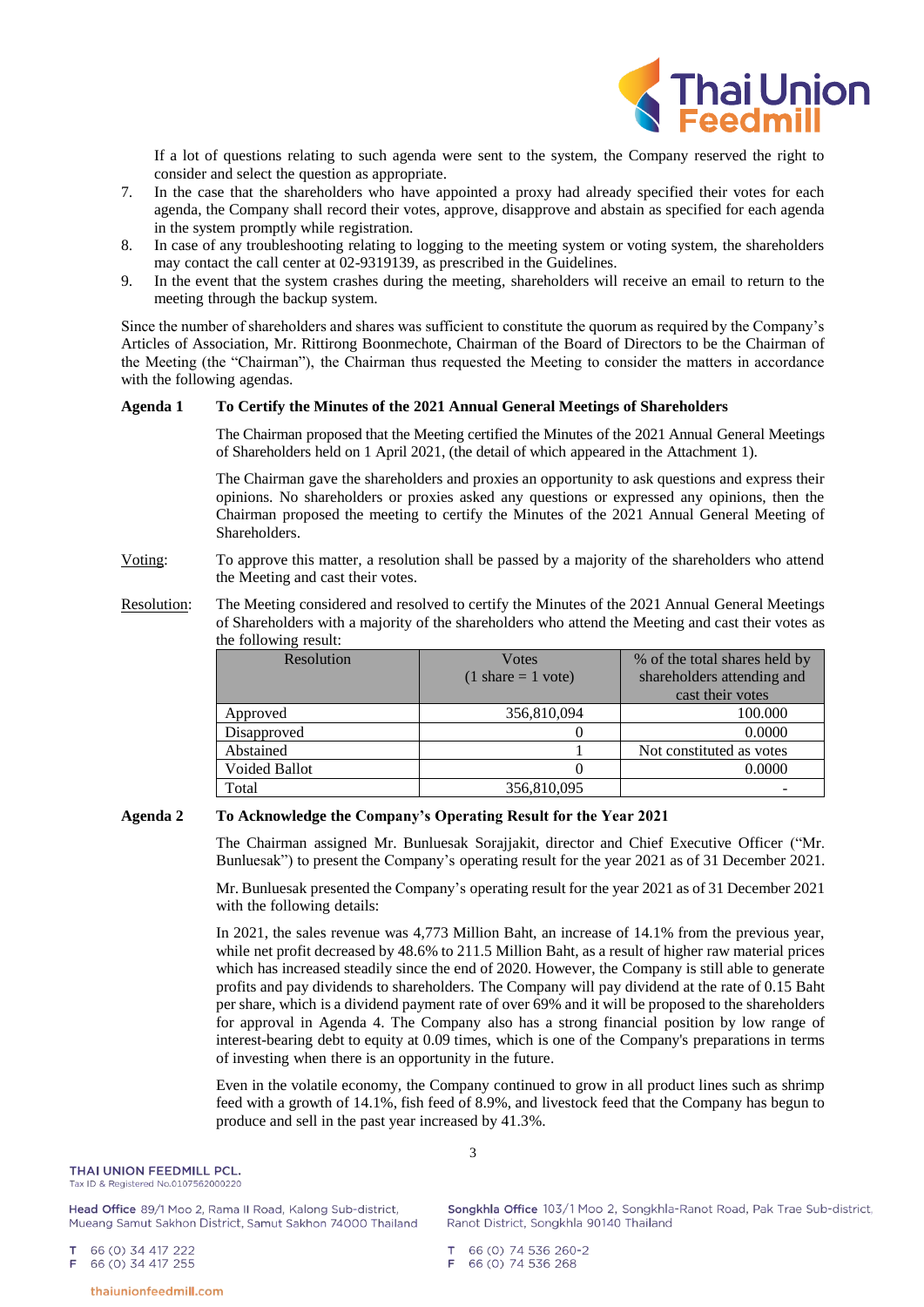If a lot of questions relating to such agenda were sent to the system, the Company reserved the right to consider and select the question as appropriate.

7. In the case that the shareholders who have appointed a proxy had already specified their votes for each agenda, the Company shall record their votes, approve, disapprove and abstain as specified for each agenda in the system promptly while registration.
8. In case of any troubleshooting relating to logging to the meeting system or voting system, the shareholders may contact the call center at 02-9319139, as prescribed in the Guidelines.
9. In the event that the system crashes during the meeting, shareholders will receive an email to return to the meeting through the backup system.

Since the number of shareholders and shares was sufficient to constitute the quorum as required by the Company's Articles of Association, Mr. Rittirong Boonmechote, Chairman of the Board of Directors to be the Chairman of the Meeting (the "Chairman"), the Chairman thus requested the Meeting to consider the matters in accordance with the following agendas.

**Agenda 1 To Certify the Minutes of the 2021 Annual General Meetings of Shareholders**

The Chairman proposed that the Meeting certified the Minutes of the 2021 Annual General Meetings of Shareholders held on 1 April 2021, (the detail of which appeared in the Attachment 1).

The Chairman gave the shareholders and proxies an opportunity to ask questions and express their opinions. No shareholders or proxies asked any questions or expressed any opinions, then the Chairman proposed the meeting to certify the Minutes of the 2021 Annual General Meeting of Shareholders.

Voting: To approve this matter, a resolution shall be passed by a majority of the shareholders who attend the Meeting and cast their votes.

Resolution: The Meeting considered and resolved to certify the Minutes of the 2021 Annual General Meetings of Shareholders with a majority of the shareholders who attend the Meeting and cast their votes as the following result:

| Resolution | Votes (1 share = 1 vote) | % of the total shares held by shareholders attending and cast their votes |
|---|---|---|
| Approved | 356,810,094 | 100.000 |
| Disapproved | 0 | 0.0000 |
| Abstained | 1 | Not constituted as votes |
| Voided Ballot | 0 | 0.0000 |
| Total | 356,810,095 | - |

**Agenda 2 To Acknowledge the Company's Operating Result for the Year 2021**

The Chairman assigned Mr. Bunluesak Sorajjakit, director and Chief Executive Officer ("Mr. Bunluesak") to present the Company's operating result for the year 2021 as of 31 December 2021.

Mr. Bunluesak presented the Company's operating result for the year 2021 as of 31 December 2021 with the following details:

In 2021, the sales revenue was 4,773 Million Baht, an increase of 14.1% from the previous year, while net profit decreased by 48.6% to 211.5 Million Baht, as a result of higher raw material prices which has increased steadily since the end of 2020. However, the Company is still able to generate profits and pay dividends to shareholders. The Company will pay dividend at the rate of 0.15 Baht per share, which is a dividend payment rate of over 69% and it will be proposed to the shareholders for approval in Agenda 4. The Company also has a strong financial position by low range of interest-bearing debt to equity at 0.09 times, which is one of the Company's preparations in terms of investing when there is an opportunity in the future.

Even in the volatile economy, the Company continued to grow in all product lines such as shrimp feed with a growth of 14.1%, fish feed of 8.9%, and livestock feed that the Company has begun to produce and sell in the past year increased by 41.3%.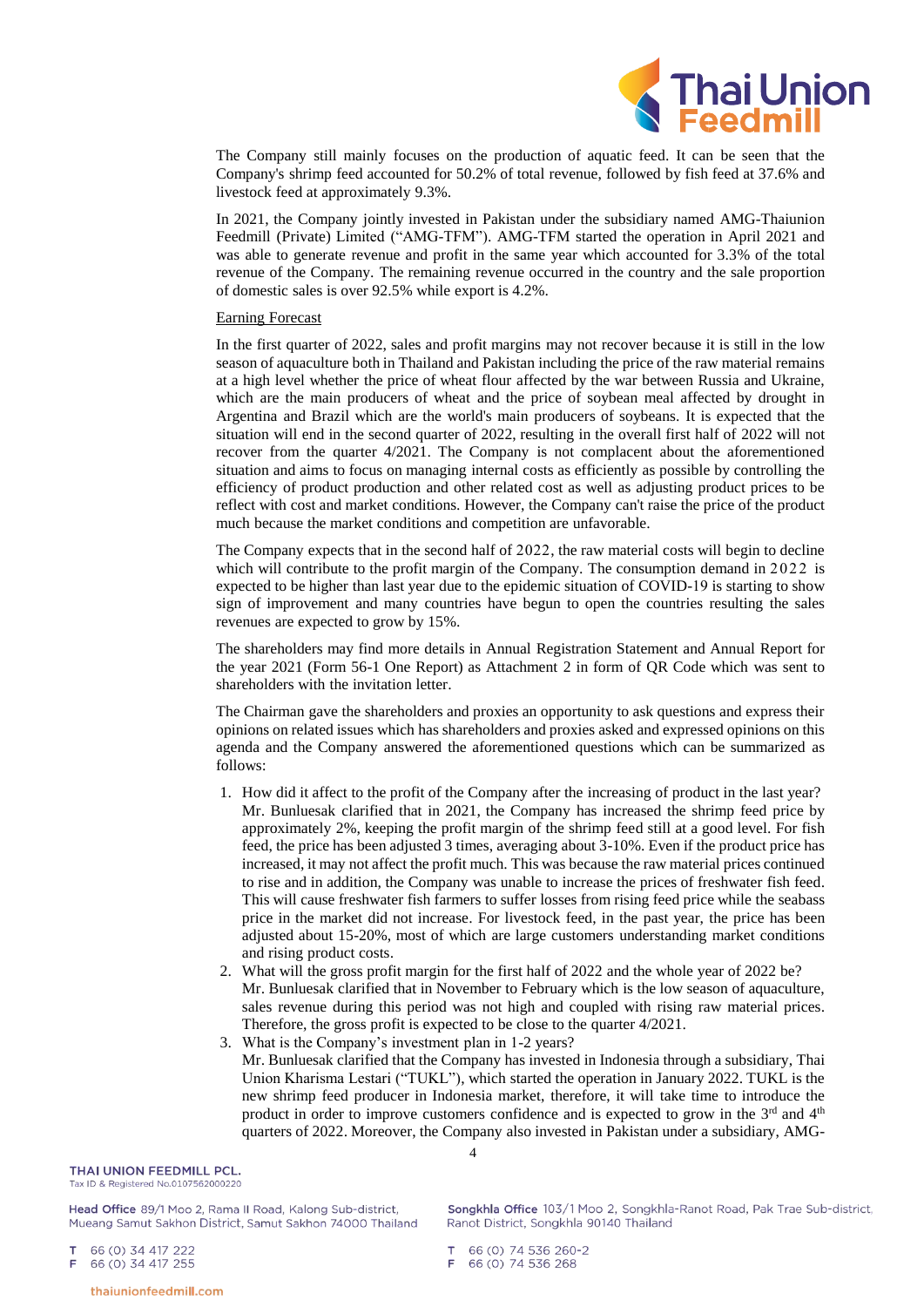The Company still mainly focuses on the production of aquatic feed. It can be seen that the Company's shrimp feed accounted for 50.2% of total revenue, followed by fish feed at 37.6% and livestock feed at approximately 9.3%.

In 2021, the Company jointly invested in Pakistan under the subsidiary named AMG-Thaiunion Feedmill (Private) Limited ("AMG-TFM"). AMG-TFM started the operation in April 2021 and was able to generate revenue and profit in the same year which accounted for 3.3% of the total revenue of the Company. The remaining revenue occurred in the country and the sale proportion of domestic sales is over 92.5% while export is 4.2%.

Earning Forecast

In the first quarter of 2022, sales and profit margins may not recover because it is still in the low season of aquaculture both in Thailand and Pakistan including the price of the raw material remains at a high level whether the price of wheat flour affected by the war between Russia and Ukraine, which are the main producers of wheat and the price of soybean meal affected by drought in Argentina and Brazil which are the world's main producers of soybeans. It is expected that the situation will end in the second quarter of 2022, resulting in the overall first half of 2022 will not recover from the quarter 4/2021. The Company is not complacent about the aforementioned situation and aims to focus on managing internal costs as efficiently as possible by controlling the efficiency of product production and other related cost as well as adjusting product prices to be reflect with cost and market conditions. However, the Company can't raise the price of the product much because the market conditions and competition are unfavorable.

The Company expects that in the second half of 2022, the raw material costs will begin to decline which will contribute to the profit margin of the Company. The consumption demand in 2022 is expected to be higher than last year due to the epidemic situation of COVID-19 is starting to show sign of improvement and many countries have begun to open the countries resulting the sales revenues are expected to grow by 15%.

The shareholders may find more details in Annual Registration Statement and Annual Report for the year 2021 (Form 56-1 One Report) as Attachment 2 in form of QR Code which was sent to shareholders with the invitation letter.

The Chairman gave the shareholders and proxies an opportunity to ask questions and express their opinions on related issues which has shareholders and proxies asked and expressed opinions on this agenda and the Company answered the aforementioned questions which can be summarized as follows:

1. How did it affect to the profit of the Company after the increasing of product in the last year?
   Mr. Bunluesak clarified that in 2021, the Company has increased the shrimp feed price by approximately 2%, keeping the profit margin of the shrimp feed still at a good level. For fish feed, the price has been adjusted 3 times, averaging about 3-10%. Even if the product price has increased, it may not affect the profit much. This was because the raw material prices continued to rise and in addition, the Company was unable to increase the prices of freshwater fish feed. This will cause freshwater fish farmers to suffer losses from rising feed price while the seabass price in the market did not increase. For livestock feed, in the past year, the price has been adjusted about 15-20%, most of which are large customers understanding market conditions and rising product costs.
2. What will the gross profit margin for the first half of 2022 and the whole year of 2022 be?
   Mr. Bunluesak clarified that in November to February which is the low season of aquaculture, sales revenue during this period was not high and coupled with rising raw material prices. Therefore, the gross profit is expected to be close to the quarter 4/2021.
3. What is the Company's investment plan in 1-2 years?
   Mr. Bunluesak clarified that the Company has invested in Indonesia through a subsidiary, Thai Union Kharisma Lestari ("TUKL"), which started the operation in January 2022. TUKL is the new shrimp feed producer in Indonesia market, therefore, it will take time to introduce the product in order to improve customers confidence and is expected to grow in the 3rd and 4th quarters of 2022. Moreover, the Company also invested in Pakistan under a subsidiary, AMG-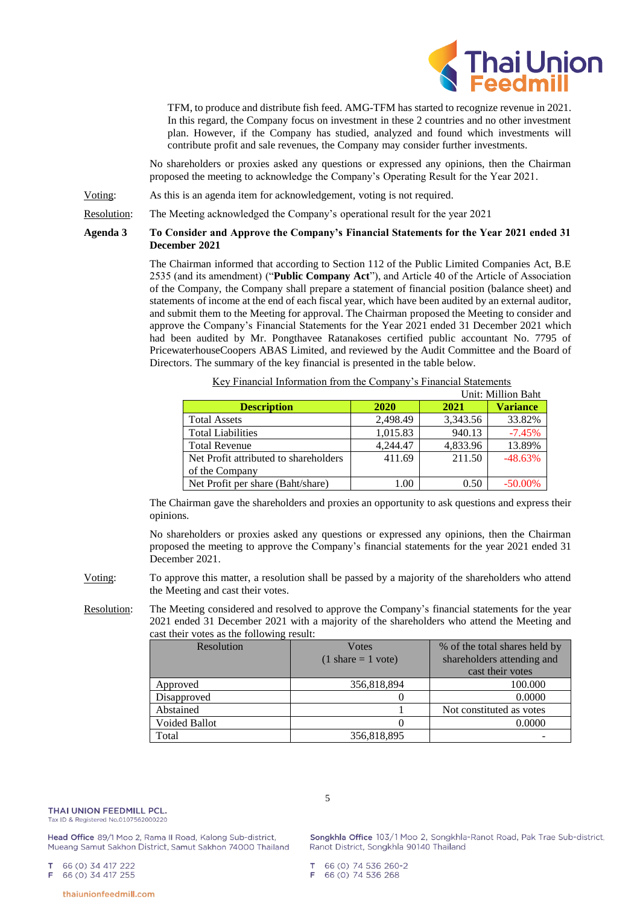TFM, to produce and distribute fish feed. AMG-TFM has started to recognize revenue in 2021. In this regard, the Company focus on investment in these 2 countries and no other investment plan. However, if the Company has studied, analyzed and found which investments will contribute profit and sale revenues, the Company may consider further investments.

No shareholders or proxies asked any questions or expressed any opinions, then the Chairman proposed the meeting to acknowledge the Company's Operating Result for the Year 2021.

Voting: As this is an agenda item for acknowledgement, voting is not required.

Resolution: The Meeting acknowledged the Company's operational result for the year 2021

**Agenda 3 To Consider and Approve the Company's Financial Statements for the Year 2021 ended 31 December 2021**

The Chairman informed that according to Section 112 of the Public Limited Companies Act, B.E 2535 (and its amendment) ("**Public Company Act**"), and Article 40 of the Article of Association of the Company, the Company shall prepare a statement of financial position (balance sheet) and statements of income at the end of each fiscal year, which have been audited by an external auditor, and submit them to the Meeting for approval. The Chairman proposed the Meeting to consider and approve the Company's Financial Statements for the Year 2021 ended 31 December 2021 which had been audited by Mr. Pongthavee Ratanakoses certified public accountant No. 7795 of PricewaterhouseCoopers ABAS Limited, and reviewed by the Audit Committee and the Board of Directors. The summary of the key financial is presented in the table below.

Key Financial Information from the Company's Financial Statements

Unit: Million Baht

| Description | 2020 | 2021 | Variance |
|---|---|---|---|
| Total Assets | 2,498.49 | 3,343.56 | 33.82% |
| Total Liabilities | 1,015.83 | 940.13 | -7.45% |
| Total Revenue | 4,244.47 | 4,833.96 | 13.89% |
| Net Profit attributed to shareholders of the Company | 411.69 | 211.50 | -48.63% |
| Net Profit per share (Baht/share) | 1.00 | 0.50 | -50.00% |

The Chairman gave the shareholders and proxies an opportunity to ask questions and express their opinions.

No shareholders or proxies asked any questions or expressed any opinions, then the Chairman proposed the meeting to approve the Company's financial statements for the year 2021 ended 31 December 2021.

Voting: To approve this matter, a resolution shall be passed by a majority of the shareholders who attend the Meeting and cast their votes.

Resolution: The Meeting considered and resolved to approve the Company's financial statements for the year 2021 ended 31 December 2021 with a majority of the shareholders who attend the Meeting and cast their votes as the following result:

| Resolution | Votes (1 share = 1 vote) | % of the total shares held by shareholders attending and cast their votes |
|---|---|---|
| Approved | 356,818,894 | 100.000 |
| Disapproved | 0 | 0.0000 |
| Abstained | 1 | Not constituted as votes |
| Voided Ballot | 0 | 0.0000 |
| Total | 356,818,895 | - |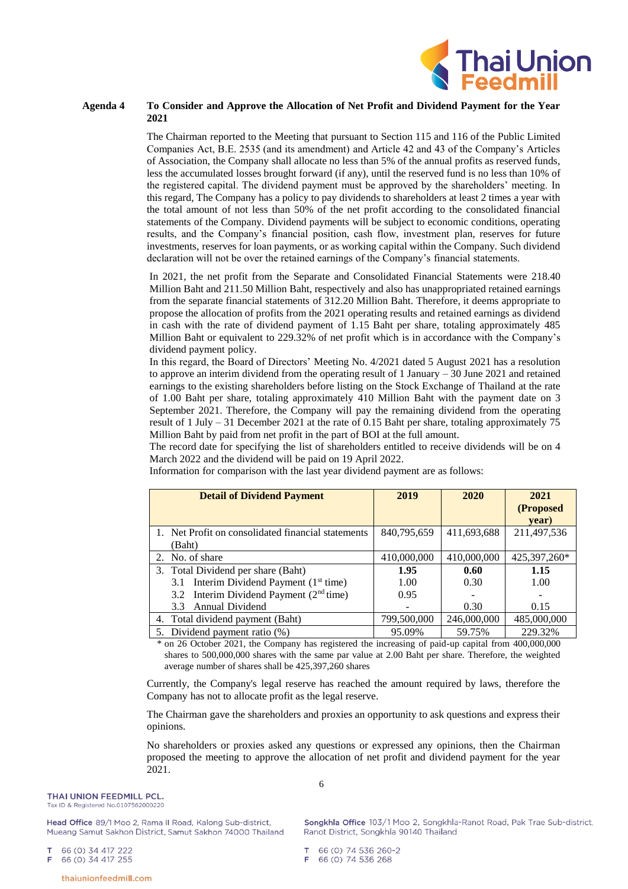**Agenda 4 To Consider and Approve the Allocation of Net Profit and Dividend Payment for the Year 2021**

The Chairman reported to the Meeting that pursuant to Section 115 and 116 of the Public Limited Companies Act, B.E. 2535 (and its amendment) and Article 42 and 43 of the Company's Articles of Association, the Company shall allocate no less than 5% of the annual profits as reserved funds, less the accumulated losses brought forward (if any), until the reserved fund is no less than 10% of the registered capital. The dividend payment must be approved by the shareholders' meeting. In this regard, The Company has a policy to pay dividends to shareholders at least 2 times a year with the total amount of not less than 50% of the net profit according to the consolidated financial statements of the Company. Dividend payments will be subject to economic conditions, operating results, and the Company's financial position, cash flow, investment plan, reserves for future investments, reserves for loan payments, or as working capital within the Company. Such dividend declaration will not be over the retained earnings of the Company's financial statements.

In 2021, the net profit from the Separate and Consolidated Financial Statements were 218.40 Million Baht and 211.50 Million Baht, respectively and also has unappropriated retained earnings from the separate financial statements of 312.20 Million Baht. Therefore, it deems appropriate to propose the allocation of profits from the 2021 operating results and retained earnings as dividend in cash with the rate of dividend payment of 1.15 Baht per share, totaling approximately 485 Million Baht or equivalent to 229.32% of net profit which is in accordance with the Company's dividend payment policy.

In this regard, the Board of Directors' Meeting No. 4/2021 dated 5 August 2021 has a resolution to approve an interim dividend from the operating result of 1 January – 30 June 2021 and retained earnings to the existing shareholders before listing on the Stock Exchange of Thailand at the rate of 1.00 Baht per share, totaling approximately 410 Million Baht with the payment date on 3 September 2021. Therefore, the Company will pay the remaining dividend from the operating result of 1 July – 31 December 2021 at the rate of 0.15 Baht per share, totaling approximately 75 Million Baht by paid from net profit in the part of BOI at the full amount.

The record date for specifying the list of shareholders entitled to receive dividends will be on 4 March 2022 and the dividend will be paid on 19 April 2022.

Information for comparison with the last year dividend payment are as follows:

| Detail of Dividend Payment | 2019 | 2020 | 2021 (Proposed year) |
|---|---|---|---|
| 1. Net Profit on consolidated financial statements (Baht) | 840,795,659 | 411,693,688 | 211,497,536 |
| 2. No. of share | 410,000,000 | 410,000,000 | 425,397,260* |
| 3. Total Dividend per share (Baht) | **1.95** | **0.60** | **1.15** |
| 3.1 Interim Dividend Payment (1st time) | 1.00 | 0.30 | 1.00 |
| 3.2 Interim Dividend Payment (2nd time) | 0.95 | - | - |
| 3.3 Annual Dividend | - | 0.30 | 0.15 |
| 4. Total dividend payment (Baht) | 799,500,000 | 246,000,000 | 485,000,000 |
| 5. Dividend payment ratio (%) | 95.09% | 59.75% | 229.32% |

\* on 26 October 2021, the Company has registered the increasing of paid-up capital from 400,000,000 shares to 500,000,000 shares with the same par value at 2.00 Baht per share. Therefore, the weighted average number of shares shall be 425,397,260 shares

Currently, the Company's legal reserve has reached the amount required by laws, therefore the Company has not to allocate profit as the legal reserve.

The Chairman gave the shareholders and proxies an opportunity to ask questions and express their opinions.

No shareholders or proxies asked any questions or expressed any opinions, then the Chairman proposed the meeting to approve the allocation of net profit and dividend payment for the year 2021.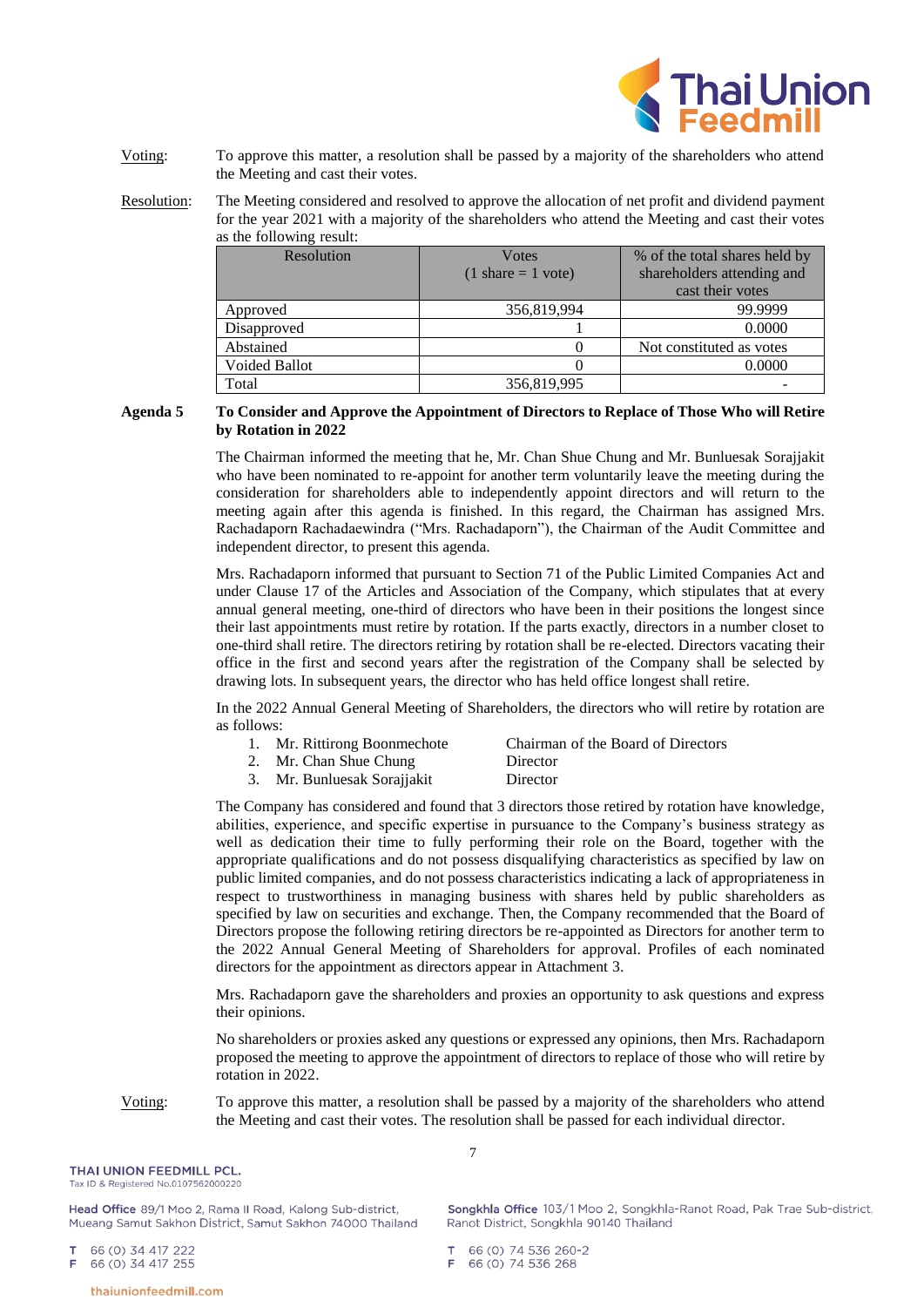Voting: To approve this matter, a resolution shall be passed by a majority of the shareholders who attend the Meeting and cast their votes.

Resolution: The Meeting considered and resolved to approve the allocation of net profit and dividend payment for the year 2021 with a majority of the shareholders who attend the Meeting and cast their votes as the following result:

| Resolution | Votes (1 share = 1 vote) | % of the total shares held by shareholders attending and cast their votes |
|---|---|---|
| Approved | 356,819,994 | 99.9999 |
| Disapproved | 1 | 0.0000 |
| Abstained | 0 | Not constituted as votes |
| Voided Ballot | 0 | 0.0000 |
| Total | 356,819,995 | - |

**Agenda 5 To Consider and Approve the Appointment of Directors to Replace of Those Who will Retire by Rotation in 2022**

The Chairman informed the meeting that he, Mr. Chan Shue Chung and Mr. Bunluesak Sorajjakit who have been nominated to re-appoint for another term voluntarily leave the meeting during the consideration for shareholders able to independently appoint directors and will return to the meeting again after this agenda is finished. In this regard, the Chairman has assigned Mrs. Rachadaporn Rachadaewindra ("Mrs. Rachadaporn"), the Chairman of the Audit Committee and independent director, to present this agenda.

Mrs. Rachadaporn informed that pursuant to Section 71 of the Public Limited Companies Act and under Clause 17 of the Articles and Association of the Company, which stipulates that at every annual general meeting, one-third of directors who have been in their positions the longest since their last appointments must retire by rotation. If the parts exactly, directors in a number closet to one-third shall retire. The directors retiring by rotation shall be re-elected. Directors vacating their office in the first and second years after the registration of the Company shall be selected by drawing lots. In subsequent years, the director who has held office longest shall retire.

In the 2022 Annual General Meeting of Shareholders, the directors who will retire by rotation are as follows:

1. Mr. Rittirong Boonmechote — Chairman of the Board of Directors
2. Mr. Chan Shue Chung — Director
3. Mr. Bunluesak Sorajjakit — Director

The Company has considered and found that 3 directors those retired by rotation have knowledge, abilities, experience, and specific expertise in pursuance to the Company's business strategy as well as dedication their time to fully performing their role on the Board, together with the appropriate qualifications and do not possess disqualifying characteristics as specified by law on public limited companies, and do not possess characteristics indicating a lack of appropriateness in respect to trustworthiness in managing business with shares held by public shareholders as specified by law on securities and exchange. Then, the Company recommended that the Board of Directors propose the following retiring directors be re-appointed as Directors for another term to the 2022 Annual General Meeting of Shareholders for approval. Profiles of each nominated directors for the appointment as directors appear in Attachment 3.

Mrs. Rachadaporn gave the shareholders and proxies an opportunity to ask questions and express their opinions.

No shareholders or proxies asked any questions or expressed any opinions, then Mrs. Rachadaporn proposed the meeting to approve the appointment of directors to replace of those who will retire by rotation in 2022.

Voting: To approve this matter, a resolution shall be passed by a majority of the shareholders who attend the Meeting and cast their votes. The resolution shall be passed for each individual director.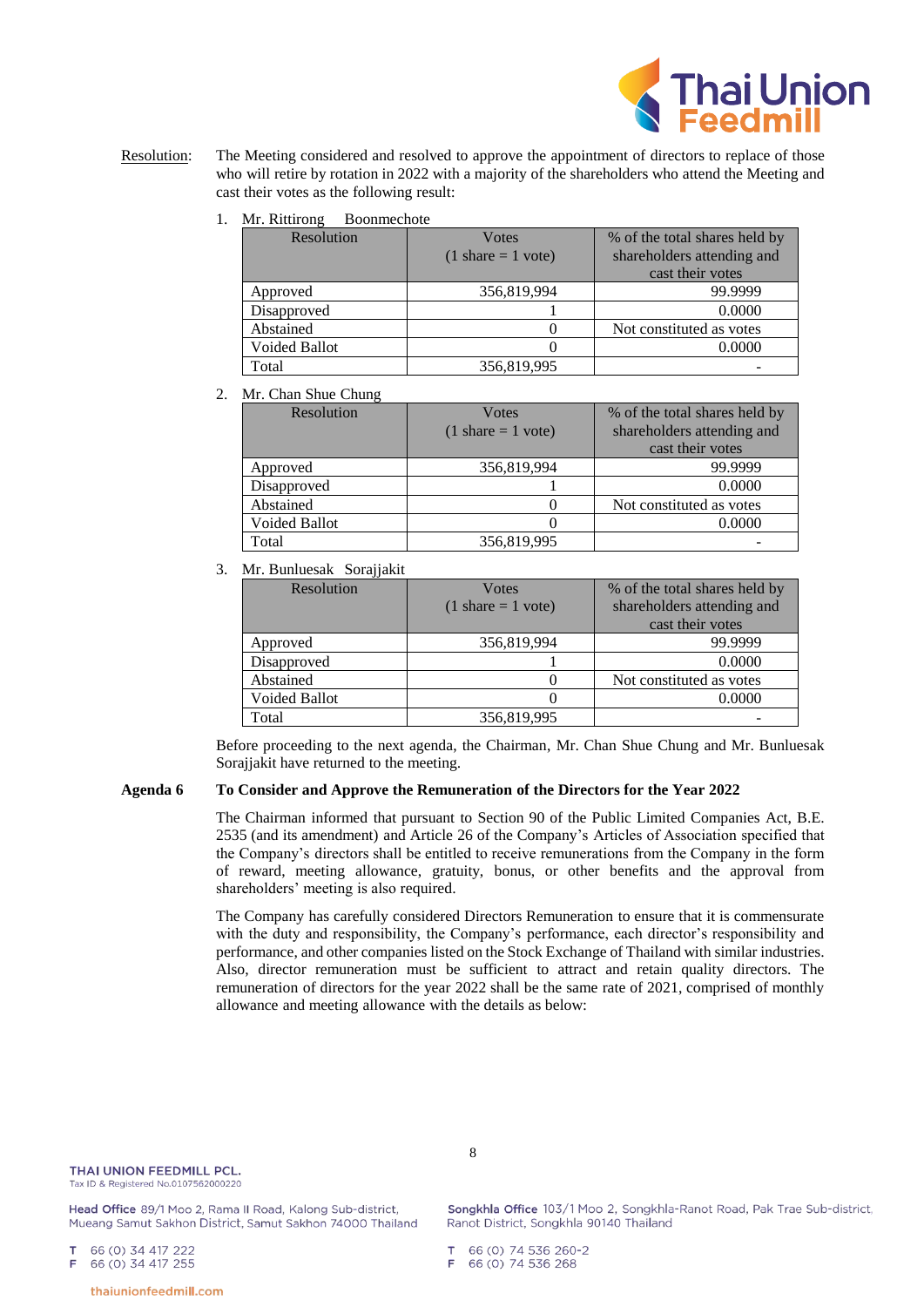Resolution: The Meeting considered and resolved to approve the appointment of directors to replace of those who will retire by rotation in 2022 with a majority of the shareholders who attend the Meeting and cast their votes as the following result:

1. Mr. Rittirong Boonmechote

| Resolution | Votes (1 share = 1 vote) | % of the total shares held by shareholders attending and cast their votes |
|---|---|---|
| Approved | 356,819,994 | 99.9999 |
| Disapproved | 1 | 0.0000 |
| Abstained | 0 | Not constituted as votes |
| Voided Ballot | 0 | 0.0000 |
| Total | 356,819,995 | - |

2. Mr. Chan Shue Chung

| Resolution | Votes (1 share = 1 vote) | % of the total shares held by shareholders attending and cast their votes |
|---|---|---|
| Approved | 356,819,994 | 99.9999 |
| Disapproved | 1 | 0.0000 |
| Abstained | 0 | Not constituted as votes |
| Voided Ballot | 0 | 0.0000 |
| Total | 356,819,995 | - |

3. Mr. Bunluesak Sorajjakit

| Resolution | Votes (1 share = 1 vote) | % of the total shares held by shareholders attending and cast their votes |
|---|---|---|
| Approved | 356,819,994 | 99.9999 |
| Disapproved | 1 | 0.0000 |
| Abstained | 0 | Not constituted as votes |
| Voided Ballot | 0 | 0.0000 |
| Total | 356,819,995 | - |

Before proceeding to the next agenda, the Chairman, Mr. Chan Shue Chung and Mr. Bunluesak Sorajjakit have returned to the meeting.

**Agenda 6 To Consider and Approve the Remuneration of the Directors for the Year 2022**

The Chairman informed that pursuant to Section 90 of the Public Limited Companies Act, B.E. 2535 (and its amendment) and Article 26 of the Company's Articles of Association specified that the Company's directors shall be entitled to receive remunerations from the Company in the form of reward, meeting allowance, gratuity, bonus, or other benefits and the approval from shareholders' meeting is also required.

The Company has carefully considered Directors Remuneration to ensure that it is commensurate with the duty and responsibility, the Company's performance, each director's responsibility and performance, and other companies listed on the Stock Exchange of Thailand with similar industries. Also, director remuneration must be sufficient to attract and retain quality directors. The remuneration of directors for the year 2022 shall be the same rate of 2021, comprised of monthly allowance and meeting allowance with the details as below: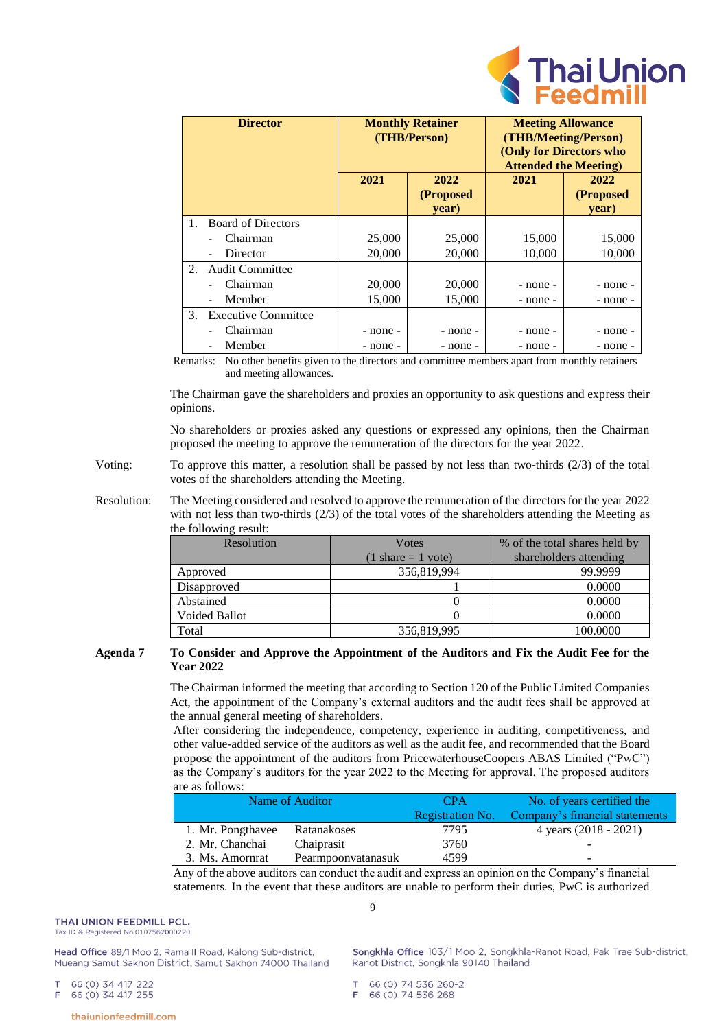| Director | Monthly Retainer (THB/Person) | | Meeting Allowance (THB/Meeting/Person) (Only for Directors who Attended the Meeting) | |
|---|---|---|---|---|
| | 2021 | 2022 (Proposed year) | 2021 | 2022 (Proposed year) |
| 1. Board of Directors | | | | |
| - Chairman | 25,000 | 25,000 | 15,000 | 15,000 |
| - Director | 20,000 | 20,000 | 10,000 | 10,000 |
| 2. Audit Committee | | | | |
| - Chairman | 20,000 | 20,000 | - none - | - none - |
| - Member | 15,000 | 15,000 | - none - | - none - |
| 3. Executive Committee | | | | |
| - Chairman | - none - | - none - | - none - | - none - |
| - Member | - none - | - none - | - none - | - none - |

Remarks: No other benefits given to the directors and committee members apart from monthly retainers and meeting allowances.

The Chairman gave the shareholders and proxies an opportunity to ask questions and express their opinions.

No shareholders or proxies asked any questions or expressed any opinions, then the Chairman proposed the meeting to approve the remuneration of the directors for the year 2022.

Voting: To approve this matter, a resolution shall be passed by not less than two-thirds (2/3) of the total votes of the shareholders attending the Meeting.

Resolution: The Meeting considered and resolved to approve the remuneration of the directors for the year 2022 with not less than two-thirds (2/3) of the total votes of the shareholders attending the Meeting as the following result:

| Resolution | Votes (1 share = 1 vote) | % of the total shares held by shareholders attending |
|---|---|---|
| Approved | 356,819,994 | 99.9999 |
| Disapproved | 1 | 0.0000 |
| Abstained | 0 | 0.0000 |
| Voided Ballot | 0 | 0.0000 |
| Total | 356,819,995 | 100.0000 |

**Agenda 7 To Consider and Approve the Appointment of the Auditors and Fix the Audit Fee for the Year 2022**

The Chairman informed the meeting that according to Section 120 of the Public Limited Companies Act, the appointment of the Company's external auditors and the audit fees shall be approved at the annual general meeting of shareholders.

After considering the independence, competency, experience in auditing, competitiveness, and other value-added service of the auditors as well as the audit fee, and recommended that the Board propose the appointment of the auditors from PricewaterhouseCoopers ABAS Limited ("PwC") as the Company's auditors for the year 2022 to the Meeting for approval. The proposed auditors are as follows:

| Name of Auditor | | CPA Registration No. | No. of years certified the Company's financial statements |
|---|---|---|---|
| 1. Mr. Pongthavee | Ratanakoses | 7795 | 4 years (2018 - 2021) |
| 2. Mr. Chanchai | Chaiprasit | 3760 | - |
| 3. Ms. Amornrat | Pearmpoonvatanasuk | 4599 | - |

Any of the above auditors can conduct the audit and express an opinion on the Company's financial statements. In the event that these auditors are unable to perform their duties, PwC is authorized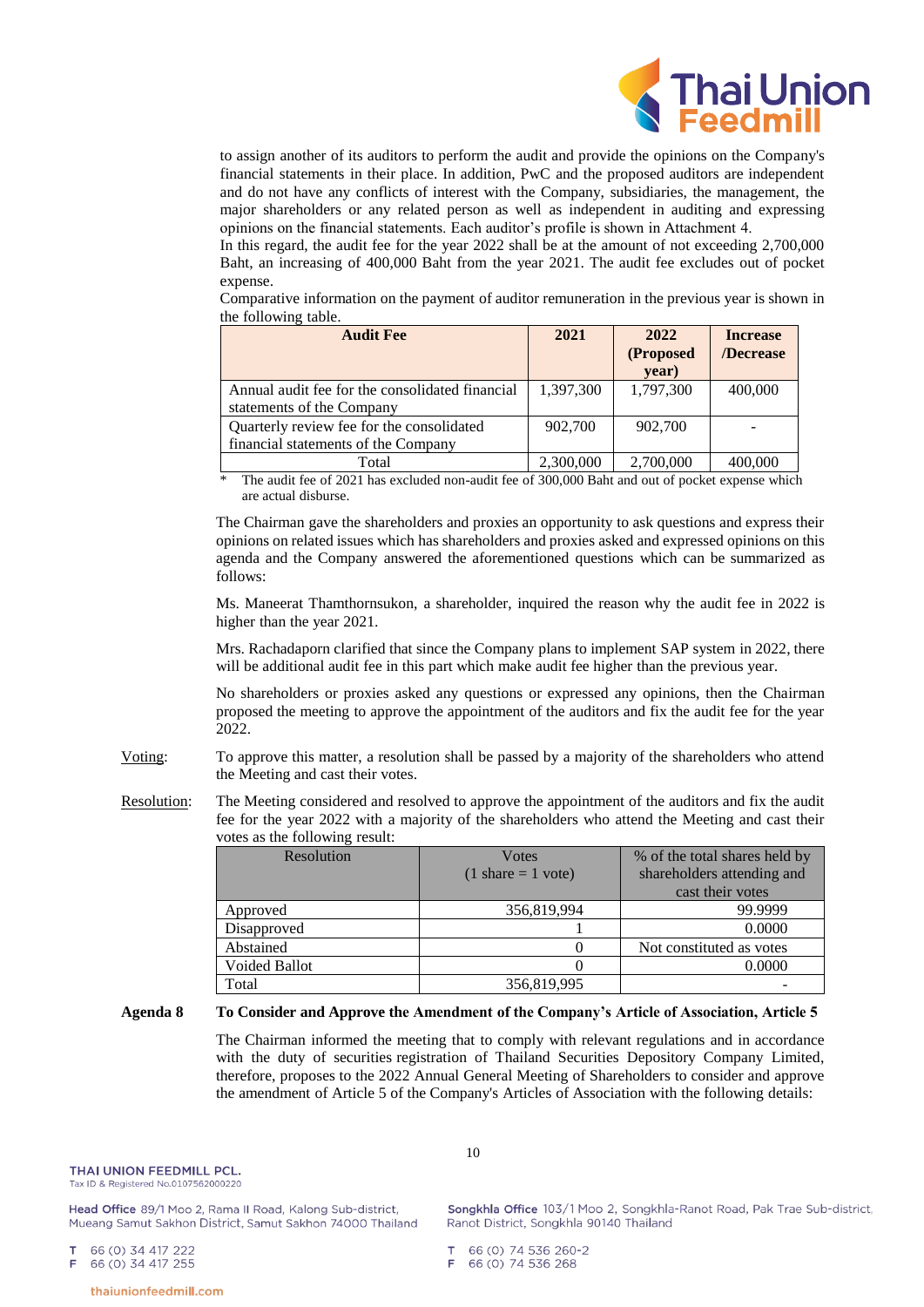to assign another of its auditors to perform the audit and provide the opinions on the Company's financial statements in their place. In addition, PwC and the proposed auditors are independent and do not have any conflicts of interest with the Company, subsidiaries, the management, the major shareholders or any related person as well as independent in auditing and expressing opinions on the financial statements. Each auditor's profile is shown in Attachment 4.

In this regard, the audit fee for the year 2022 shall be at the amount of not exceeding 2,700,000 Baht, an increasing of 400,000 Baht from the year 2021. The audit fee excludes out of pocket expense.

Comparative information on the payment of auditor remuneration in the previous year is shown in the following table.

| **Audit Fee** | **2021** | **2022 (Proposed year)** | **Increase /Decrease** |
|---|---|---|---|
| Annual audit fee for the consolidated financial statements of the Company | 1,397,300 | 1,797,300 | 400,000 |
| Quarterly review fee for the consolidated financial statements of the Company | 902,700 | 902,700 | - |
| Total | 2,300,000 | 2,700,000 | 400,000 |

\* The audit fee of 2021 has excluded non-audit fee of 300,000 Baht and out of pocket expense which are actual disburse.

The Chairman gave the shareholders and proxies an opportunity to ask questions and express their opinions on related issues which has shareholders and proxies asked and expressed opinions on this agenda and the Company answered the aforementioned questions which can be summarized as follows:

Ms. Maneerat Thamthornsukon, a shareholder, inquired the reason why the audit fee in 2022 is higher than the year 2021.

Mrs. Rachadaporn clarified that since the Company plans to implement SAP system in 2022, there will be additional audit fee in this part which make audit fee higher than the previous year.

No shareholders or proxies asked any questions or expressed any opinions, then the Chairman proposed the meeting to approve the appointment of the auditors and fix the audit fee for the year 2022.

Voting: To approve this matter, a resolution shall be passed by a majority of the shareholders who attend the Meeting and cast their votes.

Resolution: The Meeting considered and resolved to approve the appointment of the auditors and fix the audit fee for the year 2022 with a majority of the shareholders who attend the Meeting and cast their votes as the following result:

| Resolution | Votes (1 share = 1 vote) | % of the total shares held by shareholders attending and cast their votes |
|---|---|---|
| Approved | 356,819,994 | 99.9999 |
| Disapproved | 1 | 0.0000 |
| Abstained | 0 | Not constituted as votes |
| Voided Ballot | 0 | 0.0000 |
| Total | 356,819,995 | - |

**Agenda 8 To Consider and Approve the Amendment of the Company's Article of Association, Article 5**

The Chairman informed the meeting that to comply with relevant regulations and in accordance with the duty of securities registration of Thailand Securities Depository Company Limited, therefore, proposes to the 2022 Annual General Meeting of Shareholders to consider and approve the amendment of Article 5 of the Company's Articles of Association with the following details: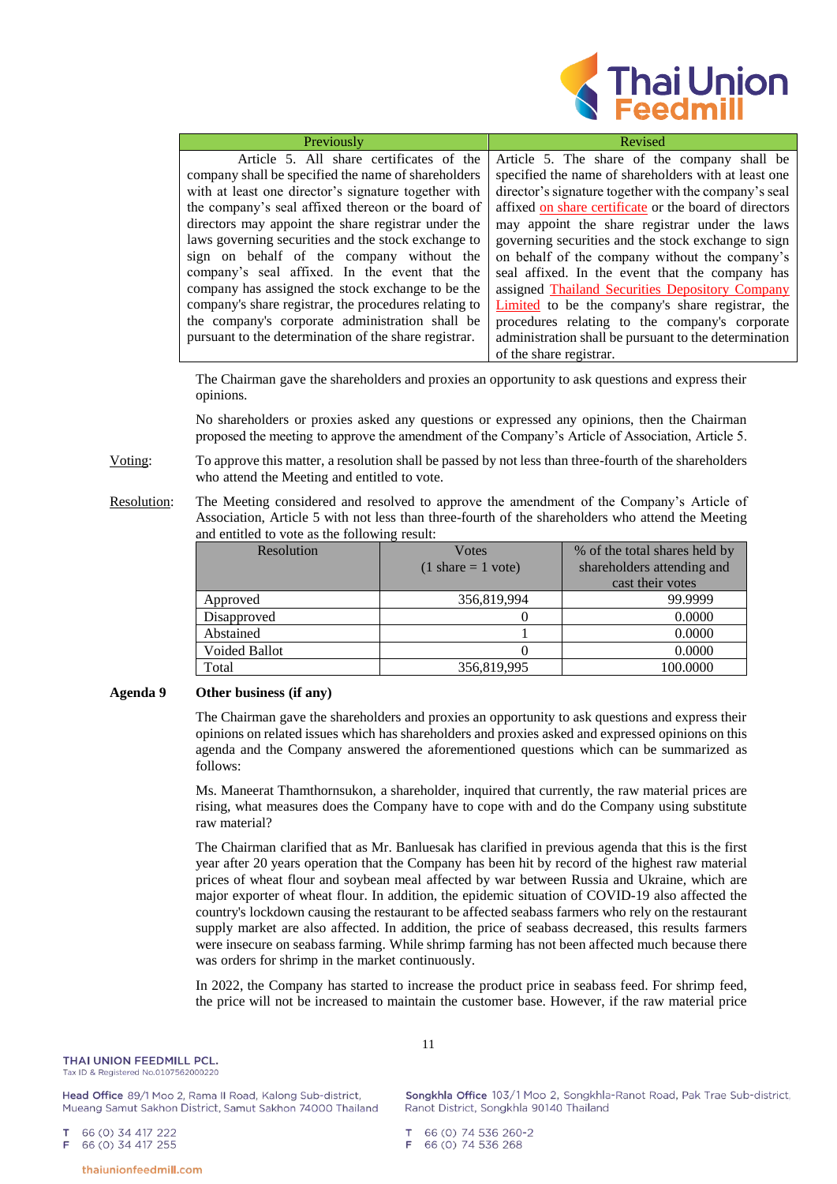| Previously | Revised |
|---|---|
| Article 5. All share certificates of the company shall be specified the name of shareholders with at least one director's signature together with the company's seal affixed thereon or the board of directors may appoint the share registrar under the laws governing securities and the stock exchange to sign on behalf of the company without the company's seal affixed. In the event that the company has assigned the stock exchange to be the company's share registrar, the procedures relating to the company's corporate administration shall be pursuant to the determination of the share registrar. | Article 5. The share of the company shall be specified the name of shareholders with at least one director's signature together with the company's seal affixed on share certificate or the board of directors may appoint the share registrar under the laws governing securities and the stock exchange to sign on behalf of the company without the company's seal affixed. In the event that the company has assigned Thailand Securities Depository Company Limited to be the company's share registrar, the procedures relating to the company's corporate administration shall be pursuant to the determination of the share registrar. |

The Chairman gave the shareholders and proxies an opportunity to ask questions and express their opinions.

No shareholders or proxies asked any questions or expressed any opinions, then the Chairman proposed the meeting to approve the amendment of the Company's Article of Association, Article 5.

Voting: To approve this matter, a resolution shall be passed by not less than three-fourth of the shareholders who attend the Meeting and entitled to vote.

Resolution: The Meeting considered and resolved to approve the amendment of the Company's Article of Association, Article 5 with not less than three-fourth of the shareholders who attend the Meeting and entitled to vote as the following result:

| Resolution | Votes (1 share = 1 vote) | % of the total shares held by shareholders attending and cast their votes |
|---|---|---|
| Approved | 356,819,994 | 99.9999 |
| Disapproved | 0 | 0.0000 |
| Abstained | 1 | 0.0000 |
| Voided Ballot | 0 | 0.0000 |
| Total | 356,819,995 | 100.0000 |

**Agenda 9 Other business (if any)**

The Chairman gave the shareholders and proxies an opportunity to ask questions and express their opinions on related issues which has shareholders and proxies asked and expressed opinions on this agenda and the Company answered the aforementioned questions which can be summarized as follows:

Ms. Maneerat Thamthornsukon, a shareholder, inquired that currently, the raw material prices are rising, what measures does the Company have to cope with and do the Company using substitute raw material?

The Chairman clarified that as Mr. Banluesak has clarified in previous agenda that this is the first year after 20 years operation that the Company has been hit by record of the highest raw material prices of wheat flour and soybean meal affected by war between Russia and Ukraine, which are major exporter of wheat flour. In addition, the epidemic situation of COVID-19 also affected the country's lockdown causing the restaurant to be affected seabass farmers who rely on the restaurant supply market are also affected. In addition, the price of seabass decreased, this results farmers were insecure on seabass farming. While shrimp farming has not been affected much because there was orders for shrimp in the market continuously.

In 2022, the Company has started to increase the product price in seabass feed. For shrimp feed, the price will not be increased to maintain the customer base. However, if the raw material price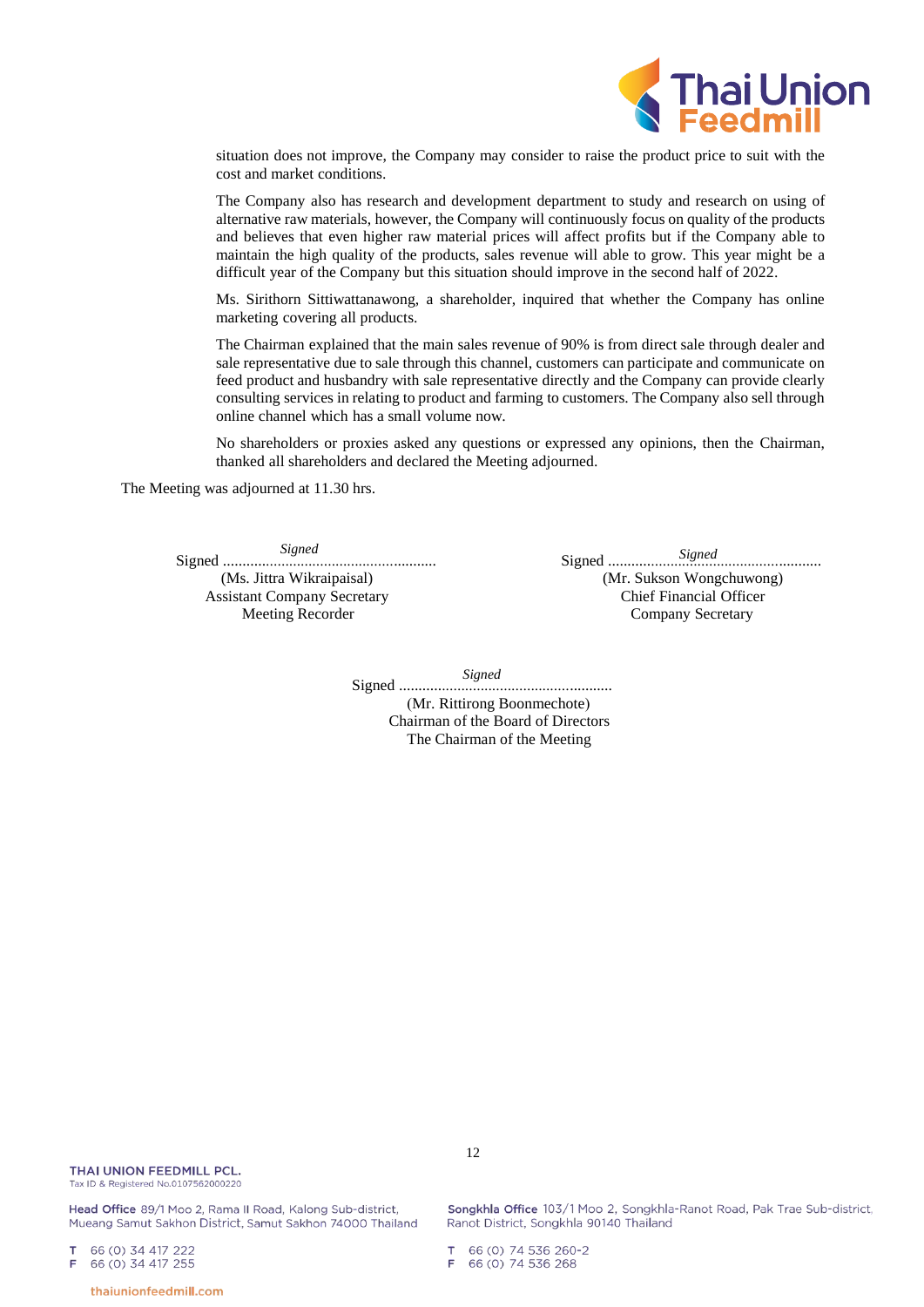situation does not improve, the Company may consider to raise the product price to suit with the cost and market conditions.

The Company also has research and development department to study and research on using of alternative raw materials, however, the Company will continuously focus on quality of the products and believes that even higher raw material prices will affect profits but if the Company able to maintain the high quality of the products, sales revenue will able to grow. This year might be a difficult year of the Company but this situation should improve in the second half of 2022.

Ms. Sirithorn Sittiwattanawong, a shareholder, inquired that whether the Company has online marketing covering all products.

The Chairman explained that the main sales revenue of 90% is from direct sale through dealer and sale representative due to sale through this channel, customers can participate and communicate on feed product and husbandry with sale representative directly and the Company can provide clearly consulting services in relating to product and farming to customers. The Company also sell through online channel which has a small volume now.

No shareholders or proxies asked any questions or expressed any opinions, then the Chairman, thanked all shareholders and declared the Meeting adjourned.

The Meeting was adjourned at 11.30 hrs.

Signed ....................................................... *Signed*
(Ms. Jittra Wikraipaisal)
Assistant Company Secretary
Meeting Recorder

Signed ....................................................... *Signed*
(Mr. Sukson Wongchuwong)
Chief Financial Officer
Company Secretary

Signed ....................................................... *Signed*
(Mr. Rittirong Boonmechote)
Chairman of the Board of Directors
The Chairman of the Meeting